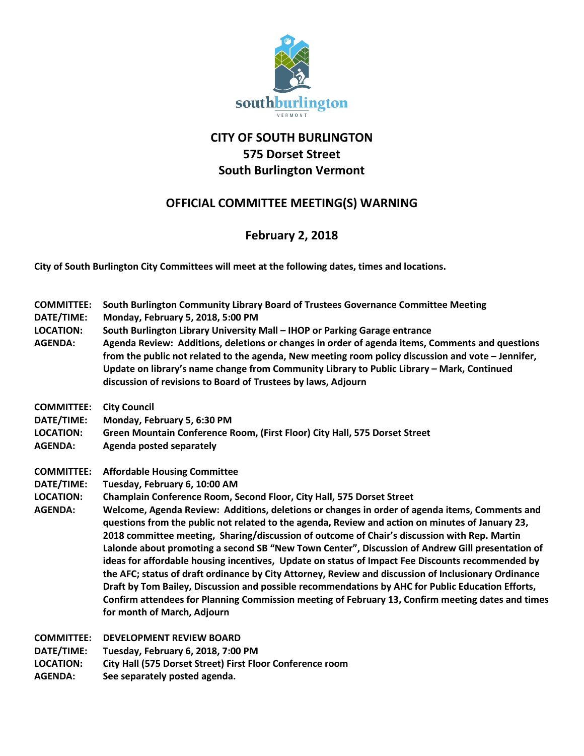southburlington
VERMONT

# CITY OF SOUTH BURLINGTON
## 575 Dorset Street
## South Burlington Vermont

## OFFICIAL COMMITTEE MEETING(S) WARNING

## February 2, 2018

**City of South Burlington City Committees will meet at the following dates, times and locations.**

**COMMITTEE:** South Burlington Community Library Board of Trustees Governance Committee Meeting
**DATE/TIME:** Monday, February 5, 2018, 5:00 PM
**LOCATION:** South Burlington Library University Mall – IHOP or Parking Garage entrance
**AGENDA:** Agenda Review: Additions, deletions or changes in order of agenda items, Comments and questions from the public not related to the agenda, New meeting room policy discussion and vote – Jennifer, Update on library's name change from Community Library to Public Library – Mark, Continued discussion of revisions to Board of Trustees by laws, Adjourn

**COMMITTEE:** City Council
**DATE/TIME:** Monday, February 5, 6:30 PM
**LOCATION:** Green Mountain Conference Room, (First Floor) City Hall, 575 Dorset Street
**AGENDA:** Agenda posted separately

**COMMITTEE:** Affordable Housing Committee
**DATE/TIME:** Tuesday, February 6, 10:00 AM
**LOCATION:** Champlain Conference Room, Second Floor, City Hall, 575 Dorset Street
**AGENDA:** Welcome, Agenda Review: Additions, deletions or changes in order of agenda items, Comments and questions from the public not related to the agenda, Review and action on minutes of January 23, 2018 committee meeting, Sharing/discussion of outcome of Chair's discussion with Rep. Martin Lalonde about promoting a second SB "New Town Center", Discussion of Andrew Gill presentation of ideas for affordable housing incentives, Update on status of Impact Fee Discounts recommended by the AFC; status of draft ordinance by City Attorney, Review and discussion of Inclusionary Ordinance Draft by Tom Bailey, Discussion and possible recommendations by AHC for Public Education Efforts, Confirm attendees for Planning Commission meeting of February 13, Confirm meeting dates and times for month of March, Adjourn

**COMMITTEE:** DEVELOPMENT REVIEW BOARD
**DATE/TIME:** Tuesday, February 6, 2018, 7:00 PM
**LOCATION:** City Hall (575 Dorset Street) First Floor Conference room
**AGENDA:** See separately posted agenda.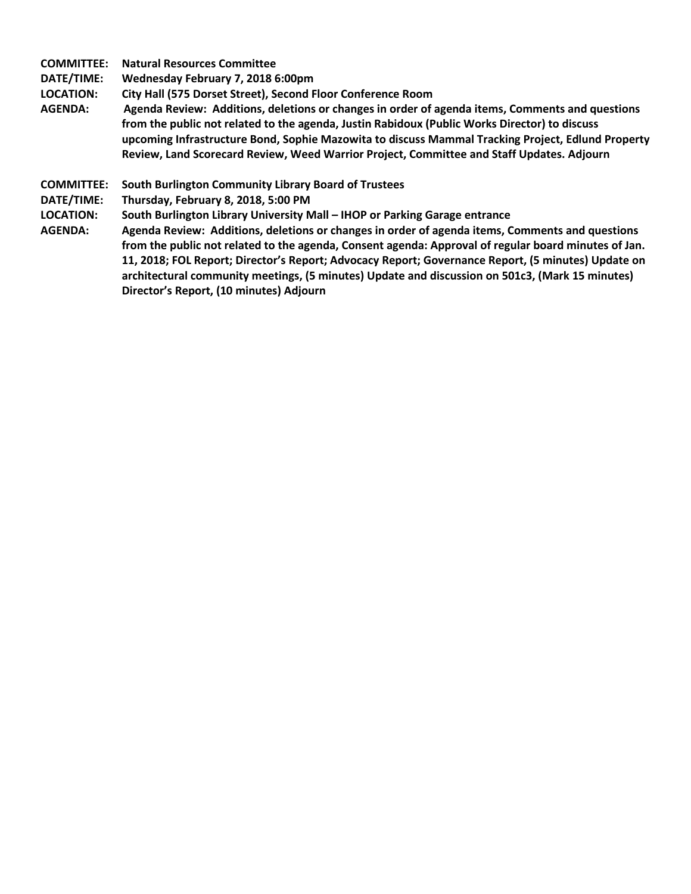**COMMITTEE:** **Natural Resources Committee**
**DATE/TIME:** **Wednesday February 7, 2018 6:00pm**
**LOCATION:** **City Hall (575 Dorset Street), Second Floor Conference Room**
**AGENDA:** **Agenda Review: Additions, deletions or changes in order of agenda items, Comments and questions from the public not related to the agenda, Justin Rabidoux (Public Works Director) to discuss upcoming Infrastructure Bond, Sophie Mazowita to discuss Mammal Tracking Project, Edlund Property Review, Land Scorecard Review, Weed Warrior Project, Committee and Staff Updates. Adjourn**

**COMMITTEE:** **South Burlington Community Library Board of Trustees**
**DATE/TIME:** **Thursday, February 8, 2018, 5:00 PM**
**LOCATION:** **South Burlington Library University Mall – IHOP or Parking Garage entrance**
**AGENDA:** **Agenda Review: Additions, deletions or changes in order of agenda items, Comments and questions from the public not related to the agenda, Consent agenda: Approval of regular board minutes of Jan. 11, 2018; FOL Report; Director's Report; Advocacy Report; Governance Report, (5 minutes) Update on architectural community meetings, (5 minutes) Update and discussion on 501c3, (Mark 15 minutes) Director's Report, (10 minutes) Adjourn**